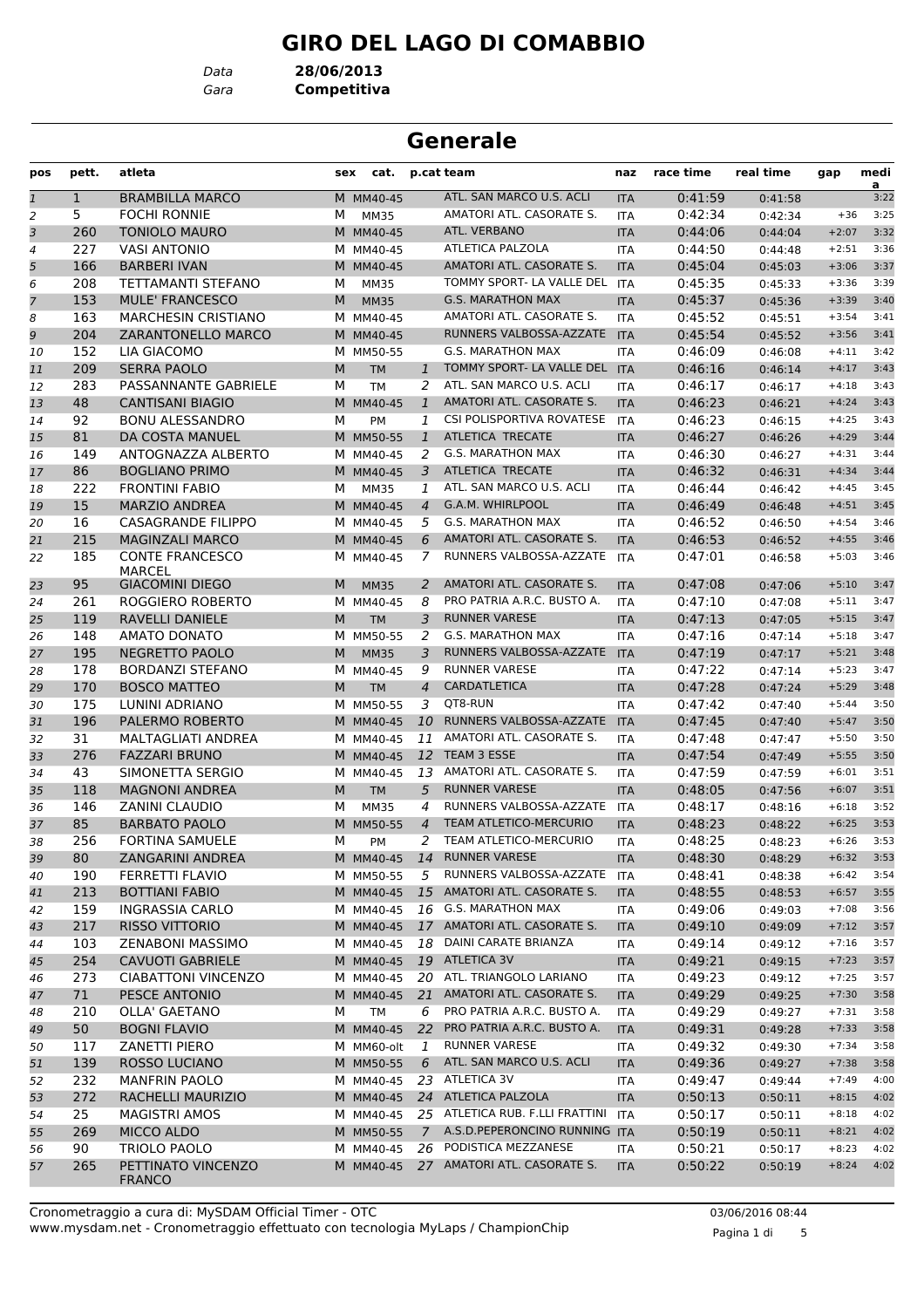# GIRO DEL LAGO DI COMABBIO

*Data* **28/06/2013**
*Gara* **Competitiva**

## Generale

| pos | pett. | atleta | sex | cat. | p.cat | team | naz | race time | real time | gap | media |
|---|---|---|---|---|---|---|---|---|---|---|---|
| 1 | 1 | BRAMBILLA MARCO | M | MM40-45 | | ATL. SAN MARCO U.S. ACLI | ITA | 0:41:59 | 0:41:58 | | 3:22 |
| 2 | 5 | FOCHI RONNIE | M | MM35 | | AMATORI ATL. CASORATE S. | ITA | 0:42:34 | 0:42:34 | +36 | 3:25 |
| 3 | 260 | TONIOLO MAURO | M | MM40-45 | | ATL. VERBANO | ITA | 0:44:06 | 0:44:04 | +2:07 | 3:32 |
| 4 | 227 | VASI ANTONIO | M | MM40-45 | | ATLETICA PALZOLA | ITA | 0:44:50 | 0:44:48 | +2:51 | 3:36 |
| 5 | 166 | BARBERI IVAN | M | MM40-45 | | AMATORI ATL. CASORATE S. | ITA | 0:45:04 | 0:45:03 | +3:06 | 3:37 |
| 6 | 208 | TETTAMANTI STEFANO | M | MM35 | | TOMMY SPORT- LA VALLE DEL | ITA | 0:45:35 | 0:45:33 | +3:36 | 3:39 |
| 7 | 153 | MULE' FRANCESCO | M | MM35 | | G.S. MARATHON MAX | ITA | 0:45:37 | 0:45:36 | +3:39 | 3:40 |
| 8 | 163 | MARCHESIN CRISTIANO | M | MM40-45 | | AMATORI ATL. CASORATE S. | ITA | 0:45:52 | 0:45:51 | +3:54 | 3:41 |
| 9 | 204 | ZARANTONELLO MARCO | M | MM40-45 | | RUNNERS VALBOSSA-AZZATE | ITA | 0:45:54 | 0:45:52 | +3:56 | 3:41 |
| 10 | 152 | LIA GIACOMO | M | MM50-55 | | G.S. MARATHON MAX | ITA | 0:46:09 | 0:46:08 | +4:11 | 3:42 |
| 11 | 209 | SERRA PAOLO | M | TM | 1 | TOMMY SPORT- LA VALLE DEL | ITA | 0:46:16 | 0:46:14 | +4:17 | 3:43 |
| 12 | 283 | PASSANNANTE GABRIELE | M | TM | 2 | ATL. SAN MARCO U.S. ACLI | ITA | 0:46:17 | 0:46:17 | +4:18 | 3:43 |
| 13 | 48 | CANTISANI BIAGIO | M | MM40-45 | 1 | AMATORI ATL. CASORATE S. | ITA | 0:46:23 | 0:46:21 | +4:24 | 3:43 |
| 14 | 92 | BONU ALESSANDRO | M | PM | 1 | CSI POLISPORTIVA ROVATESE | ITA | 0:46:23 | 0:46:15 | +4:25 | 3:43 |
| 15 | 81 | DA COSTA MANUEL | M | MM50-55 | 1 | ATLETICA TRECATE | ITA | 0:46:27 | 0:46:26 | +4:29 | 3:44 |
| 16 | 149 | ANTOGNAZZA ALBERTO | M | MM40-45 | 2 | G.S. MARATHON MAX | ITA | 0:46:30 | 0:46:27 | +4:31 | 3:44 |
| 17 | 86 | BOGLIANO PRIMO | M | MM40-45 | 3 | ATLETICA TRECATE | ITA | 0:46:32 | 0:46:31 | +4:34 | 3:44 |
| 18 | 222 | FRONTINI FABIO | M | MM35 | 1 | ATL. SAN MARCO U.S. ACLI | ITA | 0:46:44 | 0:46:42 | +4:45 | 3:45 |
| 19 | 15 | MARZIO ANDREA | M | MM40-45 | 4 | G.A.M. WHIRLPOOL | ITA | 0:46:49 | 0:46:48 | +4:51 | 3:45 |
| 20 | 16 | CASAGRANDE FILIPPO | M | MM40-45 | 5 | G.S. MARATHON MAX | ITA | 0:46:52 | 0:46:50 | +4:54 | 3:46 |
| 21 | 215 | MAGINZALI MARCO | M | MM40-45 | 6 | AMATORI ATL. CASORATE S. | ITA | 0:46:53 | 0:46:52 | +4:55 | 3:46 |
| 22 | 185 | CONTE FRANCESCO MARCEL | M | MM40-45 | 7 | RUNNERS VALBOSSA-AZZATE | ITA | 0:47:01 | 0:46:58 | +5:03 | 3:46 |
| 23 | 95 | GIACOMINI DIEGO | M | MM35 | 2 | AMATORI ATL. CASORATE S. | ITA | 0:47:08 | 0:47:06 | +5:10 | 3:47 |
| 24 | 261 | ROGGIERO ROBERTO | M | MM40-45 | 8 | PRO PATRIA A.R.C. BUSTO A. | ITA | 0:47:10 | 0:47:08 | +5:11 | 3:47 |
| 25 | 119 | RAVELLI DANIELE | M | TM | 3 | RUNNER VARESE | ITA | 0:47:13 | 0:47:05 | +5:15 | 3:47 |
| 26 | 148 | AMATO DONATO | M | MM50-55 | 2 | G.S. MARATHON MAX | ITA | 0:47:16 | 0:47:14 | +5:18 | 3:47 |
| 27 | 195 | NEGRETTO PAOLO | M | MM35 | 3 | RUNNERS VALBOSSA-AZZATE | ITA | 0:47:19 | 0:47:17 | +5:21 | 3:48 |
| 28 | 178 | BORDANZI STEFANO | M | MM40-45 | 9 | RUNNER VARESE | ITA | 0:47:22 | 0:47:14 | +5:23 | 3:47 |
| 29 | 170 | BOSCO MATTEO | M | TM | 4 | CARDATLETICA | ITA | 0:47:28 | 0:47:24 | +5:29 | 3:48 |
| 30 | 175 | LUNINI ADRIANO | M | MM50-55 | 3 | QT8-RUN | ITA | 0:47:42 | 0:47:40 | +5:44 | 3:50 |
| 31 | 196 | PALERMO ROBERTO | M | MM40-45 | 10 | RUNNERS VALBOSSA-AZZATE | ITA | 0:47:45 | 0:47:40 | +5:47 | 3:50 |
| 32 | 31 | MALTAGLIATI ANDREA | M | MM40-45 | 11 | AMATORI ATL. CASORATE S. | ITA | 0:47:48 | 0:47:47 | +5:50 | 3:50 |
| 33 | 276 | FAZZARI BRUNO | M | MM40-45 | 12 | TEAM 3 ESSE | ITA | 0:47:54 | 0:47:49 | +5:55 | 3:50 |
| 34 | 43 | SIMONETTA SERGIO | M | MM40-45 | 13 | AMATORI ATL. CASORATE S. | ITA | 0:47:59 | 0:47:59 | +6:01 | 3:51 |
| 35 | 118 | MAGNONI ANDREA | M | TM | 5 | RUNNER VARESE | ITA | 0:48:05 | 0:47:56 | +6:07 | 3:51 |
| 36 | 146 | ZANINI CLAUDIO | M | MM35 | 4 | RUNNERS VALBOSSA-AZZATE | ITA | 0:48:17 | 0:48:16 | +6:18 | 3:52 |
| 37 | 85 | BARBATO PAOLO | M | MM50-55 | 4 | TEAM ATLETICO-MERCURIO | ITA | 0:48:23 | 0:48:22 | +6:25 | 3:53 |
| 38 | 256 | FORTINA SAMUELE | M | PM | 2 | TEAM ATLETICO-MERCURIO | ITA | 0:48:25 | 0:48:23 | +6:26 | 3:53 |
| 39 | 80 | ZANGARINI ANDREA | M | MM40-45 | 14 | RUNNER VARESE | ITA | 0:48:30 | 0:48:29 | +6:32 | 3:53 |
| 40 | 190 | FERRETTI FLAVIO | M | MM50-55 | 5 | RUNNERS VALBOSSA-AZZATE | ITA | 0:48:41 | 0:48:38 | +6:42 | 3:54 |
| 41 | 213 | BOTTIANI FABIO | M | MM40-45 | 15 | AMATORI ATL. CASORATE S. | ITA | 0:48:55 | 0:48:53 | +6:57 | 3:55 |
| 42 | 159 | INGRASSIA CARLO | M | MM40-45 | 16 | G.S. MARATHON MAX | ITA | 0:49:06 | 0:49:03 | +7:08 | 3:56 |
| 43 | 217 | RISSO VITTORIO | M | MM40-45 | 17 | AMATORI ATL. CASORATE S. | ITA | 0:49:10 | 0:49:09 | +7:12 | 3:57 |
| 44 | 103 | ZENABONI MASSIMO | M | MM40-45 | 18 | DAINI CARATE BRIANZA | ITA | 0:49:14 | 0:49:12 | +7:16 | 3:57 |
| 45 | 254 | CAVUOTI GABRIELE | M | MM40-45 | 19 | ATLETICA 3V | ITA | 0:49:21 | 0:49:15 | +7:23 | 3:57 |
| 46 | 273 | CIABATTONI VINCENZO | M | MM40-45 | 20 | ATL. TRIANGOLO LARIANO | ITA | 0:49:23 | 0:49:12 | +7:25 | 3:57 |
| 47 | 71 | PESCE ANTONIO | M | MM40-45 | 21 | AMATORI ATL. CASORATE S. | ITA | 0:49:29 | 0:49:25 | +7:30 | 3:58 |
| 48 | 210 | OLLA' GAETANO | M | TM | 6 | PRO PATRIA A.R.C. BUSTO A. | ITA | 0:49:29 | 0:49:27 | +7:31 | 3:58 |
| 49 | 50 | BOGNI FLAVIO | M | MM40-45 | 22 | PRO PATRIA A.R.C. BUSTO A. | ITA | 0:49:31 | 0:49:28 | +7:33 | 3:58 |
| 50 | 117 | ZANETTI PIERO | M | MM60-olt | 1 | RUNNER VARESE | ITA | 0:49:32 | 0:49:30 | +7:34 | 3:58 |
| 51 | 139 | ROSSO LUCIANO | M | MM50-55 | 6 | ATL. SAN MARCO U.S. ACLI | ITA | 0:49:36 | 0:49:27 | +7:38 | 3:58 |
| 52 | 232 | MANFRIN PAOLO | M | MM40-45 | 23 | ATLETICA 3V | ITA | 0:49:47 | 0:49:44 | +7:49 | 4:00 |
| 53 | 272 | RACHELLI MAURIZIO | M | MM40-45 | 24 | ATLETICA PALZOLA | ITA | 0:50:13 | 0:50:11 | +8:15 | 4:02 |
| 54 | 25 | MAGISTRI AMOS | M | MM40-45 | 25 | ATLETICA RUB. F.LLI FRATTINI | ITA | 0:50:17 | 0:50:11 | +8:18 | 4:02 |
| 55 | 269 | MICCO ALDO | M | MM50-55 | 7 | A.S.D.PEPERONCINO RUNNING | ITA | 0:50:19 | 0:50:11 | +8:21 | 4:02 |
| 56 | 90 | TRIOLO PAOLO | M | MM40-45 | 26 | PODISTICA MEZZANESE | ITA | 0:50:21 | 0:50:17 | +8:23 | 4:02 |
| 57 | 265 | PETTINATO VINCENZO FRANCO | M | MM40-45 | 27 | AMATORI ATL. CASORATE S. | ITA | 0:50:22 | 0:50:19 | +8:24 | 4:02 |

Cronometraggio a cura di: MySDAM Official Timer - OTC
www.mysdam.net - Cronometraggio effettuato con tecnologia MyLaps / ChampionChip

03/06/2016 08:44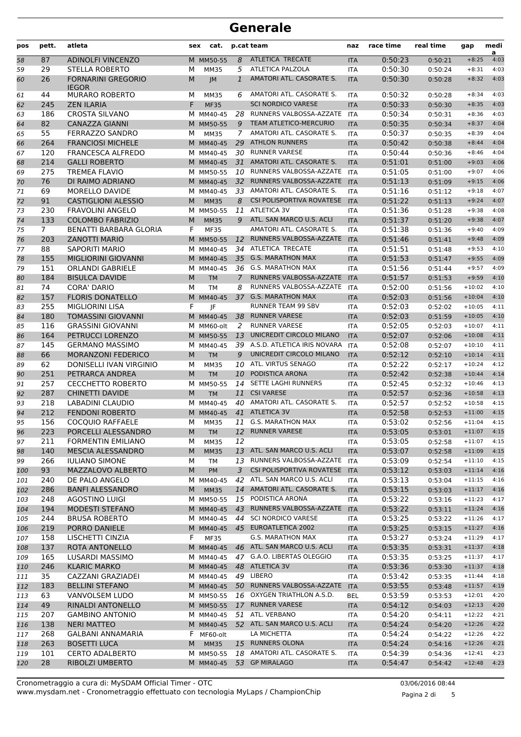# Generale

| pos | pett. | atleta | sex | cat. | p.cat | team | naz | race time | real time | gap | media |
|---|---|---|---|---|---|---|---|---|---|---|---|
| 58 | 87 | ADINOLFI VINCENZO | M | MM50-55 | 8 | ATLETICA TRECATE | ITA | 0:50:23 | 0:50:21 | +8:25 | 4:03 |
| 59 | 29 | STELLA ROBERTO | M | MM35 | 5 | ATLETICA PALZOLA | ITA | 0:50:30 | 0:50:24 | +8:31 | 4:03 |
| 60 | 26 | FORNARINI GREGORIO IEGOR | M | JM | 1 | AMATORI ATL. CASORATE S. | ITA | 0:50:30 | 0:50:28 | +8:32 | 4:03 |
| 61 | 44 | MURARO ROBERTO | M | MM35 | 6 | AMATORI ATL. CASORATE S. | ITA | 0:50:32 | 0:50:28 | +8:34 | 4:03 |
| 62 | 245 | ZEN ILARIA | F | MF35 | | SCI NORDICO VARESE | ITA | 0:50:33 | 0:50:30 | +8:35 | 4:03 |
| 63 | 186 | CROSTA SILVANO | M | MM40-45 | 28 | RUNNERS VALBOSSA-AZZATE | ITA | 0:50:34 | 0:50:31 | +8:36 | 4:03 |
| 64 | 82 | CANAZZA GIANNI | M | MM50-55 | 9 | TEAM ATLETICO-MERCURIO | ITA | 0:50:35 | 0:50:34 | +8:37 | 4:04 |
| 65 | 55 | FERRAZZO SANDRO | M | MM35 | 7 | AMATORI ATL. CASORATE S. | ITA | 0:50:37 | 0:50:35 | +8:39 | 4:04 |
| 66 | 264 | FRANCIOSI MICHELE | M | MM40-45 | 29 | ATHLON RUNNERS | ITA | 0:50:42 | 0:50:38 | +8:44 | 4:04 |
| 67 | 120 | FRANCESCA ALFREDO | M | MM40-45 | 30 | RUNNER VARESE | ITA | 0:50:44 | 0:50:36 | +8:46 | 4:04 |
| 68 | 214 | GALLI ROBERTO | M | MM40-45 | 31 | AMATORI ATL. CASORATE S. | ITA | 0:51:01 | 0:51:00 | +9:03 | 4:06 |
| 69 | 275 | TREMEA FLAVIO | M | MM50-55 | 10 | RUNNERS VALBOSSA-AZZATE | ITA | 0:51:05 | 0:51:00 | +9:07 | 4:06 |
| 70 | 76 | DI RAIMO ADRIANO | M | MM40-45 | 32 | RUNNERS VALBOSSA-AZZATE | ITA | 0:51:13 | 0:51:09 | +9:15 | 4:06 |
| 71 | 69 | MORELLO DAVIDE | M | MM40-45 | 33 | AMATORI ATL. CASORATE S. | ITA | 0:51:16 | 0:51:12 | +9:18 | 4:07 |
| 72 | 91 | CASTIGLIONI ALESSIO | M | MM35 | 8 | CSI POLISPORTIVA ROVATESE | ITA | 0:51:22 | 0:51:13 | +9:24 | 4:07 |
| 73 | 230 | FRAVOLINI ANGELO | M | MM50-55 | 11 | ATLETICA 3V | ITA | 0:51:36 | 0:51:28 | +9:38 | 4:08 |
| 74 | 133 | COLOMBO FABRIZIO | M | MM35 | 9 | ATL. SAN MARCO U.S. ACLI | ITA | 0:51:37 | 0:51:20 | +9:38 | 4:07 |
| 75 | 7 | BENATTI BARBARA GLORIA | F | MF35 | | AMATORI ATL. CASORATE S. | ITA | 0:51:38 | 0:51:36 | +9:40 | 4:09 |
| 76 | 203 | ZANOTTI MARIO | M | MM50-55 | 12 | RUNNERS VALBOSSA-AZZATE | ITA | 0:51:46 | 0:51:41 | +9:48 | 4:09 |
| 77 | 88 | SAPORITI MARIO | M | MM40-45 | 34 | ATLETICA TRECATE | ITA | 0:51:51 | 0:51:48 | +9:53 | 4:10 |
| 78 | 155 | MIGLIORINI GIOVANNI | M | MM40-45 | 35 | G.S. MARATHON MAX | ITA | 0:51:53 | 0:51:47 | +9:55 | 4:09 |
| 79 | 151 | ORLANDI GABRIELE | M | MM40-45 | 36 | G.S. MARATHON MAX | ITA | 0:51:56 | 0:51:44 | +9:57 | 4:09 |
| 80 | 184 | BISULCA DAVIDE | M | TM | 7 | RUNNERS VALBOSSA-AZZATE | ITA | 0:51:57 | 0:51:53 | +9:59 | 4:10 |
| 81 | 74 | CORA' DARIO | M | TM | 8 | RUNNERS VALBOSSA-AZZATE | ITA | 0:52:00 | 0:51:56 | +10:02 | 4:10 |
| 82 | 157 | FLORIS DONATELLO | M | MM40-45 | 37 | G.S. MARATHON MAX | ITA | 0:52:03 | 0:51:56 | +10:04 | 4:10 |
| 83 | 255 | MIGLIORINI LISA | F | JF | | RUNNER TEAM 99 SBV | ITA | 0:52:03 | 0:52:02 | +10:05 | 4:11 |
| 84 | 180 | TOMASSINI GIOVANNI | M | MM40-45 | 38 | RUNNER VARESE | ITA | 0:52:03 | 0:51:59 | +10:05 | 4:10 |
| 85 | 116 | GRASSINI GIOVANNI | M | MM60-olt | 2 | RUNNER VARESE | ITA | 0:52:05 | 0:52:03 | +10:07 | 4:11 |
| 86 | 164 | PETRUCCI LORENZO | M | MM50-55 | 13 | UNICREDIT CIRCOLO MILANO | ITA | 0:52:07 | 0:52:06 | +10:08 | 4:11 |
| 87 | 145 | GERMANO MASSIMO | M | MM40-45 | 39 | A.S.D. ATLETICA IRIS NOVARA | ITA | 0:52:08 | 0:52:07 | +10:10 | 4:11 |
| 88 | 66 | MORANZONI FEDERICO | M | TM | 9 | UNICREDIT CIRCOLO MILANO | ITA | 0:52:12 | 0:52:10 | +10:14 | 4:11 |
| 89 | 62 | DONISELLI IVAN VIRGINIO | M | MM35 | 10 | ATL. VIRTUS SENAGO | ITA | 0:52:22 | 0:52:17 | +10:24 | 4:12 |
| 90 | 251 | PETRARCA ANDREA | M | TM | 10 | PODISTICA ARONA | ITA | 0:52:42 | 0:52:38 | +10:44 | 4:14 |
| 91 | 257 | CECCHETTO ROBERTO | M | MM50-55 | 14 | SETTE LAGHI RUNNERS | ITA | 0:52:45 | 0:52:32 | +10:46 | 4:13 |
| 92 | 287 | CHINETTI DAVIDE | M | TM | 11 | CSI VARESE | ITA | 0:52:57 | 0:52:36 | +10:58 | 4:13 |
| 93 | 218 | LABADINI CLAUDIO | M | MM40-45 | 40 | AMATORI ATL. CASORATE S. | ITA | 0:52:57 | 0:52:52 | +10:58 | 4:15 |
| 94 | 212 | FENDONI ROBERTO | M | MM40-45 | 41 | ATLETICA 3V | ITA | 0:52:58 | 0:52:53 | +11:00 | 4:15 |
| 95 | 156 | COCQUIO RAFFAELE | M | MM35 | 11 | G.S. MARATHON MAX | ITA | 0:53:02 | 0:52:56 | +11:04 | 4:15 |
| 96 | 223 | PORCELLI ALESSANDRO | M | TM | 12 | RUNNER VARESE | ITA | 0:53:05 | 0:53:01 | +11:07 | 4:15 |
| 97 | 211 | FORMENTIN EMILIANO | M | MM35 | 12 | | ITA | 0:53:05 | 0:52:58 | +11:07 | 4:15 |
| 98 | 140 | MESCIA ALESSANDRO | M | MM35 | 13 | ATL. SAN MARCO U.S. ACLI | ITA | 0:53:07 | 0:52:58 | +11:09 | 4:15 |
| 99 | 266 | IULIANO SIMONE | M | TM | 13 | RUNNERS VALBOSSA-AZZATE | ITA | 0:53:09 | 0:52:54 | +11:10 | 4:15 |
| 100 | 93 | MAZZALOVO ALBERTO | M | PM | 3 | CSI POLISPORTIVA ROVATESE | ITA | 0:53:12 | 0:53:03 | +11:14 | 4:16 |
| 101 | 240 | DE PALO ANGELO | M | MM40-45 | 42 | ATL. SAN MARCO U.S. ACLI | ITA | 0:53:13 | 0:53:04 | +11:15 | 4:16 |
| 102 | 286 | BANFI ALESSANDRO | M | MM35 | 14 | AMATORI ATL. CASORATE S. | ITA | 0:53:15 | 0:53:03 | +11:17 | 4:16 |
| 103 | 248 | AGOSTINO LUIGI | M | MM50-55 | 15 | PODISTICA ARONA | ITA | 0:53:22 | 0:53:16 | +11:23 | 4:17 |
| 104 | 194 | MODESTI STEFANO | M | MM40-45 | 43 | RUNNERS VALBOSSA-AZZATE | ITA | 0:53:22 | 0:53:11 | +11:24 | 4:16 |
| 105 | 244 | BRUSA ROBERTO | M | MM40-45 | 44 | SCI NORDICO VARESE | ITA | 0:53:25 | 0:53:22 | +11:26 | 4:17 |
| 106 | 219 | PORRO DANIELE | M | MM40-45 | 45 | EUROATLETICA 2002 | ITA | 0:53:25 | 0:53:15 | +11:27 | 4:16 |
| 107 | 158 | LISCHETTI CINZIA | F | MF35 | | G.S. MARATHON MAX | ITA | 0:53:27 | 0:53:24 | +11:29 | 4:17 |
| 108 | 137 | ROTA ANTONELLO | M | MM40-45 | 46 | ATL. SAN MARCO U.S. ACLI | ITA | 0:53:35 | 0:53:31 | +11:37 | 4:18 |
| 109 | 165 | LUSARDI MASSIMO | M | MM40-45 | 47 | G.A.O. LIBERTAS OLEGGIO | ITA | 0:53:35 | 0:53:25 | +11:37 | 4:17 |
| 110 | 246 | KLARIC MARKO | M | MM40-45 | 48 | ATLETICA 3V | ITA | 0:53:36 | 0:53:30 | +11:37 | 4:18 |
| 111 | 35 | CAZZANI GRAZIADEI | M | MM40-45 | 49 | LIBERO | ITA | 0:53:42 | 0:53:35 | +11:44 | 4:18 |
| 112 | 183 | BELLINI STEFANO | M | MM40-45 | 50 | RUNNERS VALBOSSA-AZZATE | ITA | 0:53:55 | 0:53:48 | +11:57 | 4:19 |
| 113 | 63 | VANVOLSEM LUDO | M | MM50-55 | 16 | OXYGEN TRIATHLON A.S.D. | BEL | 0:53:59 | 0:53:53 | +12:01 | 4:20 |
| 114 | 49 | RINALDI ANTONELLO | M | MM50-55 | 17 | RUNNER VARESE | ITA | 0:54:12 | 0:54:03 | +12:13 | 4:20 |
| 115 | 207 | GAMBINO ANTONIO | M | MM40-45 | 51 | ATL. VERBANO | ITA | 0:54:20 | 0:54:11 | +12:22 | 4:21 |
| 116 | 138 | NERI MATTEO | M | MM40-45 | 52 | ATL. SAN MARCO U.S. ACLI | ITA | 0:54:24 | 0:54:20 | +12:26 | 4:22 |
| 117 | 268 | GALBANI ANNAMARIA | F | MF60-olt | | LA MICHETTA | ITA | 0:54:24 | 0:54:22 | +12:26 | 4:22 |
| 118 | 263 | BOSETTI LUCA | M | MM35 | 15 | RUNNERS OLONA | ITA | 0:54:24 | 0:54:16 | +12:26 | 4:21 |
| 119 | 101 | CERTO ADALBERTO | M | MM50-55 | 18 | AMATORI ATL. CASORATE S. | ITA | 0:54:39 | 0:54:36 | +12:41 | 4:23 |
| 120 | 28 | RIBOLZI UMBERTO | M | MM40-45 | 53 | GP MIRALAGO | ITA | 0:54:47 | 0:54:42 | +12:48 | 4:23 |

Cronometraggio a cura di: MySDAM Official Timer - OTC
www.mysdam.net - Cronometraggio effettuato con tecnologia MyLaps / ChampionChip

03/06/2016 08:44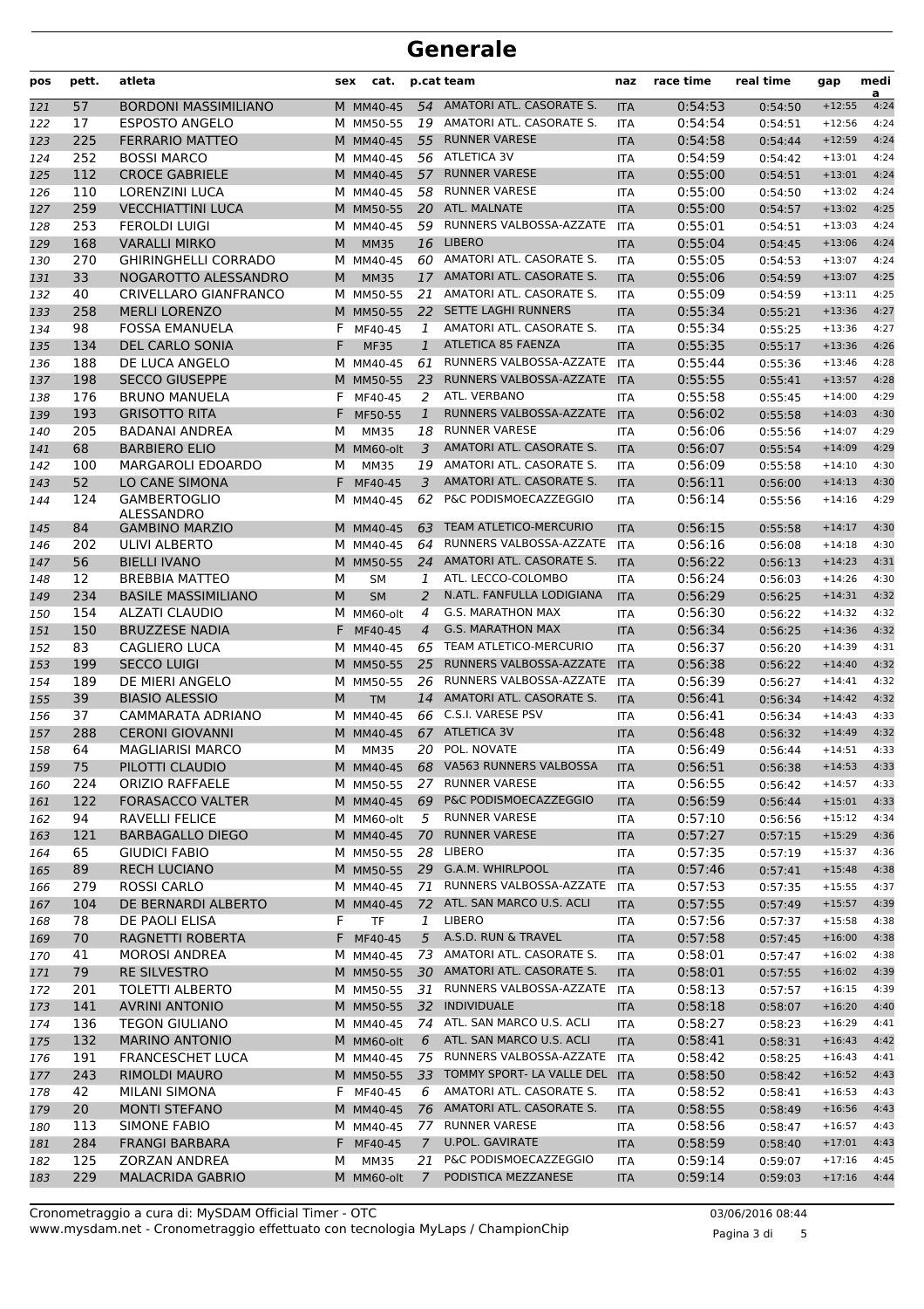# Generale

| pos | pett. | atleta | sex | cat. | p.cat | team | naz | race time | real time | gap | media |
|---|---|---|---|---|---|---|---|---|---|---|---|
| 121 | 57 | BORDONI MASSIMILIANO | M | MM40-45 | 54 | AMATORI ATL. CASORATE S. | ITA | 0:54:53 | 0:54:50 | +12:55 | 4:24 |
| 122 | 17 | ESPOSTO ANGELO | M | MM50-55 | 19 | AMATORI ATL. CASORATE S. | ITA | 0:54:54 | 0:54:51 | +12:56 | 4:24 |
| 123 | 225 | FERRARIO MATTEO | M | MM40-45 | 55 | RUNNER VARESE | ITA | 0:54:58 | 0:54:44 | +12:59 | 4:24 |
| 124 | 252 | BOSSI MARCO | M | MM40-45 | 56 | ATLETICA 3V | ITA | 0:54:59 | 0:54:42 | +13:01 | 4:24 |
| 125 | 112 | CROCE GABRIELE | M | MM40-45 | 57 | RUNNER VARESE | ITA | 0:55:00 | 0:54:51 | +13:01 | 4:24 |
| 126 | 110 | LORENZINI LUCA | M | MM40-45 | 58 | RUNNER VARESE | ITA | 0:55:00 | 0:54:50 | +13:02 | 4:24 |
| 127 | 259 | VECCHIATTINI LUCA | M | MM50-55 | 20 | ATL. MALNATE | ITA | 0:55:00 | 0:54:57 | +13:02 | 4:25 |
| 128 | 253 | FEROLDI LUIGI | M | MM40-45 | 59 | RUNNERS VALBOSSA-AZZATE | ITA | 0:55:01 | 0:54:51 | +13:03 | 4:24 |
| 129 | 168 | VARALLI MIRKO | M | MM35 | 16 | LIBERO | ITA | 0:55:04 | 0:54:45 | +13:06 | 4:24 |
| 130 | 270 | GHIRINGHELLI CORRADO | M | MM40-45 | 60 | AMATORI ATL. CASORATE S. | ITA | 0:55:05 | 0:54:53 | +13:07 | 4:24 |
| 131 | 33 | NOGAROTTO ALESSANDRO | M | MM35 | 17 | AMATORI ATL. CASORATE S. | ITA | 0:55:06 | 0:54:59 | +13:07 | 4:25 |
| 132 | 40 | CRIVELLARO GIANFRANCO | M | MM50-55 | 21 | AMATORI ATL. CASORATE S. | ITA | 0:55:09 | 0:54:59 | +13:11 | 4:25 |
| 133 | 258 | MERLI LORENZO | M | MM50-55 | 22 | SETTE LAGHI RUNNERS | ITA | 0:55:34 | 0:55:21 | +13:36 | 4:27 |
| 134 | 98 | FOSSA EMANUELA | F | MF40-45 | 1 | AMATORI ATL. CASORATE S. | ITA | 0:55:34 | 0:55:25 | +13:36 | 4:27 |
| 135 | 134 | DEL CARLO SONIA | F | MF35 | 1 | ATLETICA 85 FAENZA | ITA | 0:55:35 | 0:55:17 | +13:36 | 4:26 |
| 136 | 188 | DE LUCA ANGELO | M | MM40-45 | 61 | RUNNERS VALBOSSA-AZZATE | ITA | 0:55:44 | 0:55:36 | +13:46 | 4:28 |
| 137 | 198 | SECCO GIUSEPPE | M | MM50-55 | 23 | RUNNERS VALBOSSA-AZZATE | ITA | 0:55:55 | 0:55:41 | +13:57 | 4:28 |
| 138 | 176 | BRUNO MANUELA | F | MF40-45 | 2 | ATL. VERBANO | ITA | 0:55:58 | 0:55:45 | +14:00 | 4:29 |
| 139 | 193 | GRISOTTO RITA | F | MF50-55 | 1 | RUNNERS VALBOSSA-AZZATE | ITA | 0:56:02 | 0:55:58 | +14:03 | 4:30 |
| 140 | 205 | BADANAI ANDREA | M | MM35 | 18 | RUNNER VARESE | ITA | 0:56:06 | 0:55:56 | +14:07 | 4:29 |
| 141 | 68 | BARBIERO ELIO | M | MM60-olt | 3 | AMATORI ATL. CASORATE S. | ITA | 0:56:07 | 0:55:54 | +14:09 | 4:29 |
| 142 | 100 | MARGAROLI EDOARDO | M | MM35 | 19 | AMATORI ATL. CASORATE S. | ITA | 0:56:09 | 0:55:58 | +14:10 | 4:30 |
| 143 | 52 | LO CANE SIMONA | F | MF40-45 | 3 | AMATORI ATL. CASORATE S. | ITA | 0:56:11 | 0:56:00 | +14:13 | 4:30 |
| 144 | 124 | GAMBERTOGLIO ALESSANDRO | M | MM40-45 | 62 | P&C PODISMOECAZZEGGIO | ITA | 0:56:14 | 0:55:56 | +14:16 | 4:29 |
| 145 | 84 | GAMBINO MARZIO | M | MM40-45 | 63 | TEAM ATLETICO-MERCURIO | ITA | 0:56:15 | 0:55:58 | +14:17 | 4:30 |
| 146 | 202 | ULIVI ALBERTO | M | MM40-45 | 64 | RUNNERS VALBOSSA-AZZATE | ITA | 0:56:16 | 0:56:08 | +14:18 | 4:30 |
| 147 | 56 | BIELLI IVANO | M | MM50-55 | 24 | AMATORI ATL. CASORATE S. | ITA | 0:56:22 | 0:56:13 | +14:23 | 4:31 |
| 148 | 12 | BREBBIA MATTEO | M | SM | 1 | ATL. LECCO-COLOMBO | ITA | 0:56:24 | 0:56:03 | +14:26 | 4:30 |
| 149 | 234 | BASILE MASSIMILIANO | M | SM | 2 | N.ATL. FANFULLA LODIGIANA | ITA | 0:56:29 | 0:56:25 | +14:31 | 4:32 |
| 150 | 154 | ALZATI CLAUDIO | M | MM60-olt | 4 | G.S. MARATHON MAX | ITA | 0:56:30 | 0:56:22 | +14:32 | 4:32 |
| 151 | 150 | BRUZZESE NADIA | F | MF40-45 | 4 | G.S. MARATHON MAX | ITA | 0:56:34 | 0:56:25 | +14:36 | 4:32 |
| 152 | 83 | CAGLIERO LUCA | M | MM40-45 | 65 | TEAM ATLETICO-MERCURIO | ITA | 0:56:37 | 0:56:20 | +14:39 | 4:31 |
| 153 | 199 | SECCO LUIGI | M | MM50-55 | 25 | RUNNERS VALBOSSA-AZZATE | ITA | 0:56:38 | 0:56:22 | +14:40 | 4:32 |
| 154 | 189 | DE MIERI ANGELO | M | MM50-55 | 26 | RUNNERS VALBOSSA-AZZATE | ITA | 0:56:39 | 0:56:27 | +14:41 | 4:32 |
| 155 | 39 | BIASIO ALESSIO | M | TM | 14 | AMATORI ATL. CASORATE S. | ITA | 0:56:41 | 0:56:34 | +14:42 | 4:32 |
| 156 | 37 | CAMMARATA ADRIANO | M | MM40-45 | 66 | C.S.I. VARESE PSV | ITA | 0:56:41 | 0:56:34 | +14:43 | 4:33 |
| 157 | 288 | CERONI GIOVANNI | M | MM40-45 | 67 | ATLETICA 3V | ITA | 0:56:48 | 0:56:32 | +14:49 | 4:32 |
| 158 | 64 | MAGLIARISI MARCO | M | MM35 | 20 | POL. NOVATE | ITA | 0:56:49 | 0:56:44 | +14:51 | 4:33 |
| 159 | 75 | PILOTTI CLAUDIO | M | MM40-45 | 68 | VA563 RUNNERS VALBOSSA | ITA | 0:56:51 | 0:56:38 | +14:53 | 4:33 |
| 160 | 224 | ORIZIO RAFFAELE | M | MM50-55 | 27 | RUNNER VARESE | ITA | 0:56:55 | 0:56:42 | +14:57 | 4:33 |
| 161 | 122 | FORASACCO VALTER | M | MM40-45 | 69 | P&C PODISMOECAZZEGGIO | ITA | 0:56:59 | 0:56:44 | +15:01 | 4:33 |
| 162 | 94 | RAVELLI FELICE | M | MM60-olt | 5 | RUNNER VARESE | ITA | 0:57:10 | 0:56:56 | +15:12 | 4:34 |
| 163 | 121 | BARBAGALLO DIEGO | M | MM40-45 | 70 | RUNNER VARESE | ITA | 0:57:27 | 0:57:15 | +15:29 | 4:36 |
| 164 | 65 | GIUDICI FABIO | M | MM50-55 | 28 | LIBERO | ITA | 0:57:35 | 0:57:19 | +15:37 | 4:36 |
| 165 | 89 | RECH LUCIANO | M | MM50-55 | 29 | G.A.M. WHIRLPOOL | ITA | 0:57:46 | 0:57:41 | +15:48 | 4:38 |
| 166 | 279 | ROSSI CARLO | M | MM40-45 | 71 | RUNNERS VALBOSSA-AZZATE | ITA | 0:57:53 | 0:57:35 | +15:55 | 4:37 |
| 167 | 104 | DE BERNARDI ALBERTO | M | MM40-45 | 72 | ATL. SAN MARCO U.S. ACLI | ITA | 0:57:55 | 0:57:49 | +15:57 | 4:39 |
| 168 | 78 | DE PAOLI ELISA | F | TF | 1 | LIBERO | ITA | 0:57:56 | 0:57:37 | +15:58 | 4:38 |
| 169 | 70 | RAGNETTI ROBERTA | F | MF40-45 | 5 | A.S.D. RUN & TRAVEL | ITA | 0:57:58 | 0:57:45 | +16:00 | 4:38 |
| 170 | 41 | MOROSI ANDREA | M | MM40-45 | 73 | AMATORI ATL. CASORATE S. | ITA | 0:58:01 | 0:57:47 | +16:02 | 4:38 |
| 171 | 79 | RE SILVESTRO | M | MM50-55 | 30 | AMATORI ATL. CASORATE S. | ITA | 0:58:01 | 0:57:55 | +16:02 | 4:39 |
| 172 | 201 | TOLETTI ALBERTO | M | MM50-55 | 31 | RUNNERS VALBOSSA-AZZATE | ITA | 0:58:13 | 0:57:57 | +16:15 | 4:39 |
| 173 | 141 | AVRINI ANTONIO | M | MM50-55 | 32 | INDIVIDUALE | ITA | 0:58:18 | 0:58:07 | +16:20 | 4:40 |
| 174 | 136 | TEGON GIULIANO | M | MM40-45 | 74 | ATL. SAN MARCO U.S. ACLI | ITA | 0:58:27 | 0:58:23 | +16:29 | 4:41 |
| 175 | 132 | MARINO ANTONIO | M | MM60-olt | 6 | ATL. SAN MARCO U.S. ACLI | ITA | 0:58:41 | 0:58:31 | +16:43 | 4:42 |
| 176 | 191 | FRANCESCHET LUCA | M | MM40-45 | 75 | RUNNERS VALBOSSA-AZZATE | ITA | 0:58:42 | 0:58:25 | +16:43 | 4:41 |
| 177 | 243 | RIMOLDI MAURO | M | MM50-55 | 33 | TOMMY SPORT- LA VALLE DEL | ITA | 0:58:50 | 0:58:42 | +16:52 | 4:43 |
| 178 | 42 | MILANI SIMONA | F | MF40-45 | 6 | AMATORI ATL. CASORATE S. | ITA | 0:58:52 | 0:58:41 | +16:53 | 4:43 |
| 179 | 20 | MONTI STEFANO | M | MM40-45 | 76 | AMATORI ATL. CASORATE S. | ITA | 0:58:55 | 0:58:49 | +16:56 | 4:43 |
| 180 | 113 | SIMONE FABIO | M | MM40-45 | 77 | RUNNER VARESE | ITA | 0:58:56 | 0:58:47 | +16:57 | 4:43 |
| 181 | 284 | FRANGI BARBARA | F | MF40-45 | 7 | U.POL. GAVIRATE | ITA | 0:58:59 | 0:58:40 | +17:01 | 4:43 |
| 182 | 125 | ZORZAN ANDREA | M | MM35 | 21 | P&C PODISMOECAZZEGGIO | ITA | 0:59:14 | 0:59:07 | +17:16 | 4:45 |
| 183 | 229 | MALACRIDA GABRIO | M | MM60-olt | 7 | PODISTICA MEZZANESE | ITA | 0:59:14 | 0:59:03 | +17:16 | 4:44 |

Cronometraggio a cura di: MySDAM Official Timer - OTC
www.mysdam.net - Cronometraggio effettuato con tecnologia MyLaps / ChampionChip

03/06/2016 08:44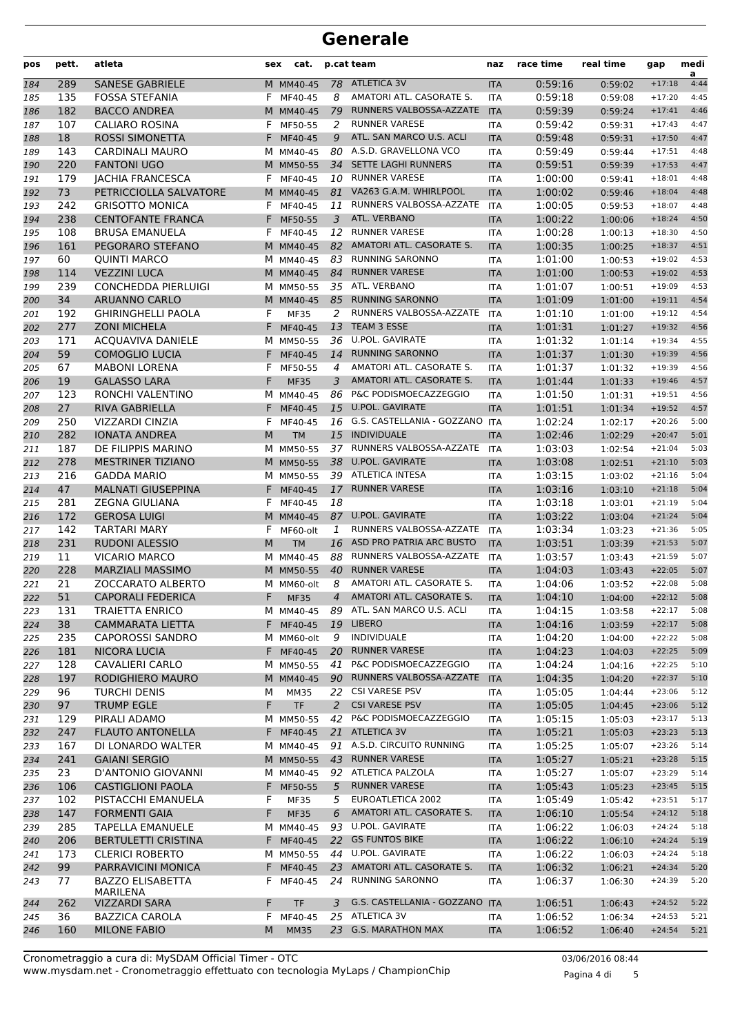# Generale

| pos | pett. | atleta | sex | cat. | p.cat | team | naz | race time | real time | gap | media |
|---|---|---|---|---|---|---|---|---|---|---|---|
| 184 | 289 | SANESE GABRIELE | M | MM40-45 | 78 | ATLETICA 3V | ITA | 0:59:16 | 0:59:02 | +17:18 | 4:44 |
| 185 | 135 | FOSSA STEFANIA | F | MF40-45 | 8 | AMATORI ATL. CASORATE S. | ITA | 0:59:18 | 0:59:08 | +17:20 | 4:45 |
| 186 | 182 | BACCO ANDREA | M | MM40-45 | 79 | RUNNERS VALBOSSA-AZZATE | ITA | 0:59:39 | 0:59:24 | +17:41 | 4:46 |
| 187 | 107 | CALIARO ROSINA | F | MF50-55 | 2 | RUNNER VARESE | ITA | 0:59:42 | 0:59:31 | +17:43 | 4:47 |
| 188 | 18 | ROSSI SIMONETTA | F | MF40-45 | 9 | ATL. SAN MARCO U.S. ACLI | ITA | 0:59:48 | 0:59:31 | +17:50 | 4:47 |
| 189 | 143 | CARDINALI MAURO | M | MM40-45 | 80 | A.S.D. GRAVELLONA VCO | ITA | 0:59:49 | 0:59:44 | +17:51 | 4:48 |
| 190 | 220 | FANTONI UGO | M | MM50-55 | 34 | SETTE LAGHI RUNNERS | ITA | 0:59:51 | 0:59:39 | +17:53 | 4:47 |
| 191 | 179 | JACHIA FRANCESCA | F | MF40-45 | 10 | RUNNER VARESE | ITA | 1:00:00 | 0:59:41 | +18:01 | 4:48 |
| 192 | 73 | PETRICCIOLLA SALVATORE | M | MM40-45 | 81 | VA263 G.A.M. WHIRLPOOL | ITA | 1:00:02 | 0:59:46 | +18:04 | 4:48 |
| 193 | 242 | GRISOTTO MONICA | F | MF40-45 | 11 | RUNNERS VALBOSSA-AZZATE | ITA | 1:00:05 | 0:59:53 | +18:07 | 4:48 |
| 194 | 238 | CENTOFANTE FRANCA | F | MF50-55 | 3 | ATL. VERBANO | ITA | 1:00:22 | 1:00:06 | +18:24 | 4:50 |
| 195 | 108 | BRUSA EMANUELA | F | MF40-45 | 12 | RUNNER VARESE | ITA | 1:00:28 | 1:00:13 | +18:30 | 4:50 |
| 196 | 161 | PEGORARO STEFANO | M | MM40-45 | 82 | AMATORI ATL. CASORATE S. | ITA | 1:00:35 | 1:00:25 | +18:37 | 4:51 |
| 197 | 60 | QUINTI MARCO | M | MM40-45 | 83 | RUNNING SARONNO | ITA | 1:01:00 | 1:00:53 | +19:02 | 4:53 |
| 198 | 114 | VEZZINI LUCA | M | MM40-45 | 84 | RUNNER VARESE | ITA | 1:01:00 | 1:00:53 | +19:02 | 4:53 |
| 199 | 239 | CONCHEDDA PIERLUIGI | M | MM50-55 | 35 | ATL. VERBANO | ITA | 1:01:07 | 1:00:51 | +19:09 | 4:53 |
| 200 | 34 | ARUANNO CARLO | M | MM40-45 | 85 | RUNNING SARONNO | ITA | 1:01:09 | 1:01:00 | +19:11 | 4:54 |
| 201 | 192 | GHIRINGHELLI PAOLA | F | MF35 | 2 | RUNNERS VALBOSSA-AZZATE | ITA | 1:01:10 | 1:01:00 | +19:12 | 4:54 |
| 202 | 277 | ZONI MICHELA | F | MF40-45 | 13 | TEAM 3 ESSE | ITA | 1:01:31 | 1:01:27 | +19:32 | 4:56 |
| 203 | 171 | ACQUAVIVA DANIELE | M | MM50-55 | 36 | U.POL. GAVIRATE | ITA | 1:01:32 | 1:01:14 | +19:34 | 4:55 |
| 204 | 59 | COMOGLIO LUCIA | F | MF40-45 | 14 | RUNNING SARONNO | ITA | 1:01:37 | 1:01:30 | +19:39 | 4:56 |
| 205 | 67 | MABONI LORENA | F | MF50-55 | 4 | AMATORI ATL. CASORATE S. | ITA | 1:01:37 | 1:01:32 | +19:39 | 4:56 |
| 206 | 19 | GALASSO LARA | F | MF35 | 3 | AMATORI ATL. CASORATE S. | ITA | 1:01:44 | 1:01:33 | +19:46 | 4:57 |
| 207 | 123 | RONCHI VALENTINO | M | MM40-45 | 86 | P&C PODISMOECAZZEGGIO | ITA | 1:01:50 | 1:01:31 | +19:51 | 4:56 |
| 208 | 27 | RIVA GABRIELLA | F | MF40-45 | 15 | U.POL. GAVIRATE | ITA | 1:01:51 | 1:01:34 | +19:52 | 4:57 |
| 209 | 250 | VIZZARDI CINZIA | F | MF40-45 | 16 | G.S. CASTELLANIA - GOZZANO | ITA | 1:02:24 | 1:02:17 | +20:26 | 5:00 |
| 210 | 282 | IONATA ANDREA | M | TM | 15 | INDIVIDUALE | ITA | 1:02:46 | 1:02:29 | +20:47 | 5:01 |
| 211 | 187 | DE FILIPPIS MARINO | M | MM50-55 | 37 | RUNNERS VALBOSSA-AZZATE | ITA | 1:03:03 | 1:02:54 | +21:04 | 5:03 |
| 212 | 278 | MESTRINER TIZIANO | M | MM50-55 | 38 | U.POL. GAVIRATE | ITA | 1:03:08 | 1:02:51 | +21:10 | 5:03 |
| 213 | 216 | GADDA MARIO | M | MM50-55 | 39 | ATLETICA INTESA | ITA | 1:03:15 | 1:03:02 | +21:16 | 5:04 |
| 214 | 47 | MALNATI GIUSEPPINA | F | MF40-45 | 17 | RUNNER VARESE | ITA | 1:03:16 | 1:03:10 | +21:18 | 5:04 |
| 215 | 281 | ZEGNA GIULIANA | F | MF40-45 | 18 | | ITA | 1:03:18 | 1:03:01 | +21:19 | 5:04 |
| 216 | 172 | GEROSA LUIGI | M | MM40-45 | 87 | U.POL. GAVIRATE | ITA | 1:03:22 | 1:03:04 | +21:24 | 5:04 |
| 217 | 142 | TARTARI MARY | F | MF60-olt | 1 | RUNNERS VALBOSSA-AZZATE | ITA | 1:03:34 | 1:03:23 | +21:36 | 5:05 |
| 218 | 231 | RUDONI ALESSIO | M | TM | 16 | ASD PRO PATRIA ARC BUSTO | ITA | 1:03:51 | 1:03:39 | +21:53 | 5:07 |
| 219 | 11 | VICARIO MARCO | M | MM40-45 | 88 | RUNNERS VALBOSSA-AZZATE | ITA | 1:03:57 | 1:03:43 | +21:59 | 5:07 |
| 220 | 228 | MARZIALI MASSIMO | M | MM50-55 | 40 | RUNNER VARESE | ITA | 1:04:03 | 1:03:43 | +22:05 | 5:07 |
| 221 | 21 | ZOCCARATO ALBERTO | M | MM60-olt | 8 | AMATORI ATL. CASORATE S. | ITA | 1:04:06 | 1:03:52 | +22:08 | 5:08 |
| 222 | 51 | CAPORALI FEDERICA | F | MF35 | 4 | AMATORI ATL. CASORATE S. | ITA | 1:04:10 | 1:04:00 | +22:12 | 5:08 |
| 223 | 131 | TRAIETTA ENRICO | M | MM40-45 | 89 | ATL. SAN MARCO U.S. ACLI | ITA | 1:04:15 | 1:03:58 | +22:17 | 5:08 |
| 224 | 38 | CAMMARATA LIETTA | F | MF40-45 | 19 | LIBERO | ITA | 1:04:16 | 1:03:59 | +22:17 | 5:08 |
| 225 | 235 | CAPOROSSI SANDRO | M | MM60-olt | 9 | INDIVIDUALE | ITA | 1:04:20 | 1:04:00 | +22:22 | 5:08 |
| 226 | 181 | NICORA LUCIA | F | MF40-45 | 20 | RUNNER VARESE | ITA | 1:04:23 | 1:04:03 | +22:25 | 5:09 |
| 227 | 128 | CAVALIERI CARLO | M | MM50-55 | 41 | P&C PODISMOECAZZEGGIO | ITA | 1:04:24 | 1:04:16 | +22:25 | 5:10 |
| 228 | 197 | RODIGHIERO MAURO | M | MM40-45 | 90 | RUNNERS VALBOSSA-AZZATE | ITA | 1:04:35 | 1:04:20 | +22:37 | 5:10 |
| 229 | 96 | TURCHI DENIS | M | MM35 | 22 | CSI VARESE PSV | ITA | 1:05:05 | 1:04:44 | +23:06 | 5:12 |
| 230 | 97 | TRUMP EGLE | F | TF | 2 | CSI VARESE PSV | ITA | 1:05:05 | 1:04:45 | +23:06 | 5:12 |
| 231 | 129 | PIRALI ADAMO | M | MM50-55 | 42 | P&C PODISMOECAZZEGGIO | ITA | 1:05:15 | 1:05:03 | +23:17 | 5:13 |
| 232 | 247 | FLAUTO ANTONELLA | F | MF40-45 | 21 | ATLETICA 3V | ITA | 1:05:21 | 1:05:03 | +23:23 | 5:13 |
| 233 | 167 | DI LONARDO WALTER | M | MM40-45 | 91 | A.S.D. CIRCUITO RUNNING | ITA | 1:05:25 | 1:05:07 | +23:26 | 5:14 |
| 234 | 241 | GAIANI SERGIO | M | MM50-55 | 43 | RUNNER VARESE | ITA | 1:05:27 | 1:05:21 | +23:28 | 5:15 |
| 235 | 23 | D'ANTONIO GIOVANNI | M | MM40-45 | 92 | ATLETICA PALZOLA | ITA | 1:05:27 | 1:05:07 | +23:29 | 5:14 |
| 236 | 106 | CASTIGLIONI PAOLA | F | MF50-55 | 5 | RUNNER VARESE | ITA | 1:05:43 | 1:05:23 | +23:45 | 5:15 |
| 237 | 102 | PISTACCHI EMANUELA | F | MF35 | 5 | EUROATLETICA 2002 | ITA | 1:05:49 | 1:05:42 | +23:51 | 5:17 |
| 238 | 147 | FORMENTI GAIA | F | MF35 | 6 | AMATORI ATL. CASORATE S. | ITA | 1:06:10 | 1:05:54 | +24:12 | 5:18 |
| 239 | 285 | TAPELLA EMANUELE | M | MM40-45 | 93 | U.POL. GAVIRATE | ITA | 1:06:22 | 1:06:03 | +24:24 | 5:18 |
| 240 | 206 | BERTULETTI CRISTINA | F | MF40-45 | 22 | GS FUNTOS BIKE | ITA | 1:06:22 | 1:06:10 | +24:24 | 5:19 |
| 241 | 173 | CLERICI ROBERTO | M | MM50-55 | 44 | U.POL. GAVIRATE | ITA | 1:06:22 | 1:06:03 | +24:24 | 5:18 |
| 242 | 99 | PARRAVICINI MONICA | F | MF40-45 | 23 | AMATORI ATL. CASORATE S. | ITA | 1:06:32 | 1:06:21 | +24:34 | 5:20 |
| 243 | 77 | BAZZO ELISABETTA MARILENA | F | MF40-45 | 24 | RUNNING SARONNO | ITA | 1:06:37 | 1:06:30 | +24:39 | 5:20 |
| 244 | 262 | VIZZARDI SARA | F | TF | 3 | G.S. CASTELLANIA - GOZZANO | ITA | 1:06:51 | 1:06:43 | +24:52 | 5:22 |
| 245 | 36 | BAZZICA CAROLA | F | MF40-45 | 25 | ATLETICA 3V | ITA | 1:06:52 | 1:06:34 | +24:53 | 5:21 |
| 246 | 160 | MILONE FABIO | M | MM35 | 23 | G.S. MARATHON MAX | ITA | 1:06:52 | 1:06:40 | +24:54 | 5:21 |

Cronometraggio a cura di: MySDAM Official Timer - OTC
www.mysdam.net - Cronometraggio effettuato con tecnologia MyLaps / ChampionChip

03/06/2016 08:44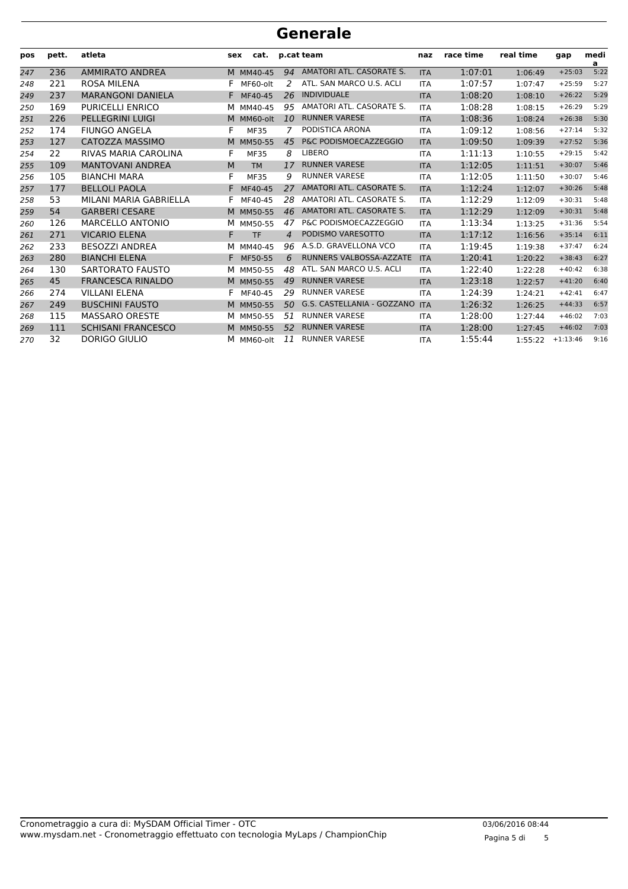# Generale

| pos | pett. | atleta | sex | cat. | p.cat | team | naz | race time | real time | gap | media |
|---|---|---|---|---|---|---|---|---|---|---|---|
| 247 | 236 | AMMIRATO ANDREA | M | MM40-45 | 94 | AMATORI ATL. CASORATE S. | ITA | 1:07:01 | 1:06:49 | +25:03 | 5:22 |
| 248 | 221 | ROSA MILENA | F | MF60-olt | 2 | ATL. SAN MARCO U.S. ACLI | ITA | 1:07:57 | 1:07:47 | +25:59 | 5:27 |
| 249 | 237 | MARANGONI DANIELA | F | MF40-45 | 26 | INDIVIDUALE | ITA | 1:08:20 | 1:08:10 | +26:22 | 5:29 |
| 250 | 169 | PURICELLI ENRICO | M | MM40-45 | 95 | AMATORI ATL. CASORATE S. | ITA | 1:08:28 | 1:08:15 | +26:29 | 5:29 |
| 251 | 226 | PELLEGRINI LUIGI | M | MM60-olt | 10 | RUNNER VARESE | ITA | 1:08:36 | 1:08:24 | +26:38 | 5:30 |
| 252 | 174 | FIUNGO ANGELA | F | MF35 | 7 | PODISTICA ARONA | ITA | 1:09:12 | 1:08:56 | +27:14 | 5:32 |
| 253 | 127 | CATOZZA MASSIMO | M | MM50-55 | 45 | P&C PODISMOECAZZEGGIO | ITA | 1:09:50 | 1:09:39 | +27:52 | 5:36 |
| 254 | 22 | RIVAS MARIA CAROLINA | F | MF35 | 8 | LIBERO | ITA | 1:11:13 | 1:10:55 | +29:15 | 5:42 |
| 255 | 109 | MANTOVANI ANDREA | M | TM | 17 | RUNNER VARESE | ITA | 1:12:05 | 1:11:51 | +30:07 | 5:46 |
| 256 | 105 | BIANCHI MARA | F | MF35 | 9 | RUNNER VARESE | ITA | 1:12:05 | 1:11:50 | +30:07 | 5:46 |
| 257 | 177 | BELLOLI PAOLA | F | MF40-45 | 27 | AMATORI ATL. CASORATE S. | ITA | 1:12:24 | 1:12:07 | +30:26 | 5:48 |
| 258 | 53 | MILANI MARIA GABRIELLA | F | MF40-45 | 28 | AMATORI ATL. CASORATE S. | ITA | 1:12:29 | 1:12:09 | +30:31 | 5:48 |
| 259 | 54 | GARBERI CESARE | M | MM50-55 | 46 | AMATORI ATL. CASORATE S. | ITA | 1:12:29 | 1:12:09 | +30:31 | 5:48 |
| 260 | 126 | MARCELLO ANTONIO | M | MM50-55 | 47 | P&C PODISMOECAZZEGGIO | ITA | 1:13:34 | 1:13:25 | +31:36 | 5:54 |
| 261 | 271 | VICARIO ELENA | F | TF | 4 | PODISMO VARESOTTO | ITA | 1:17:12 | 1:16:56 | +35:14 | 6:11 |
| 262 | 233 | BESOZZI ANDREA | M | MM40-45 | 96 | A.S.D. GRAVELLONA VCO | ITA | 1:19:45 | 1:19:38 | +37:47 | 6:24 |
| 263 | 280 | BIANCHI ELENA | F | MF50-55 | 6 | RUNNERS VALBOSSA-AZZATE | ITA | 1:20:41 | 1:20:22 | +38:43 | 6:27 |
| 264 | 130 | SARTORATO FAUSTO | M | MM50-55 | 48 | ATL. SAN MARCO U.S. ACLI | ITA | 1:22:40 | 1:22:28 | +40:42 | 6:38 |
| 265 | 45 | FRANCESCA RINALDO | M | MM50-55 | 49 | RUNNER VARESE | ITA | 1:23:18 | 1:22:57 | +41:20 | 6:40 |
| 266 | 274 | VILLANI ELENA | F | MF40-45 | 29 | RUNNER VARESE | ITA | 1:24:39 | 1:24:21 | +42:41 | 6:47 |
| 267 | 249 | BUSCHINI FAUSTO | M | MM50-55 | 50 | G.S. CASTELLANIA - GOZZANO | ITA | 1:26:32 | 1:26:25 | +44:33 | 6:57 |
| 268 | 115 | MASSARO ORESTE | M | MM50-55 | 51 | RUNNER VARESE | ITA | 1:28:00 | 1:27:44 | +46:02 | 7:03 |
| 269 | 111 | SCHISANI FRANCESCO | M | MM50-55 | 52 | RUNNER VARESE | ITA | 1:28:00 | 1:27:45 | +46:02 | 7:03 |
| 270 | 32 | DORIGO GIULIO | M | MM60-olt | 11 | RUNNER VARESE | ITA | 1:55:44 | 1:55:22 | +1:13:46 | 9:16 |

Cronometraggio a cura di: MySDAM Official Timer - OTC
www.mysdam.net - Cronometraggio effettuato con tecnologia MyLaps / ChampionChip

03/06/2016 08:44